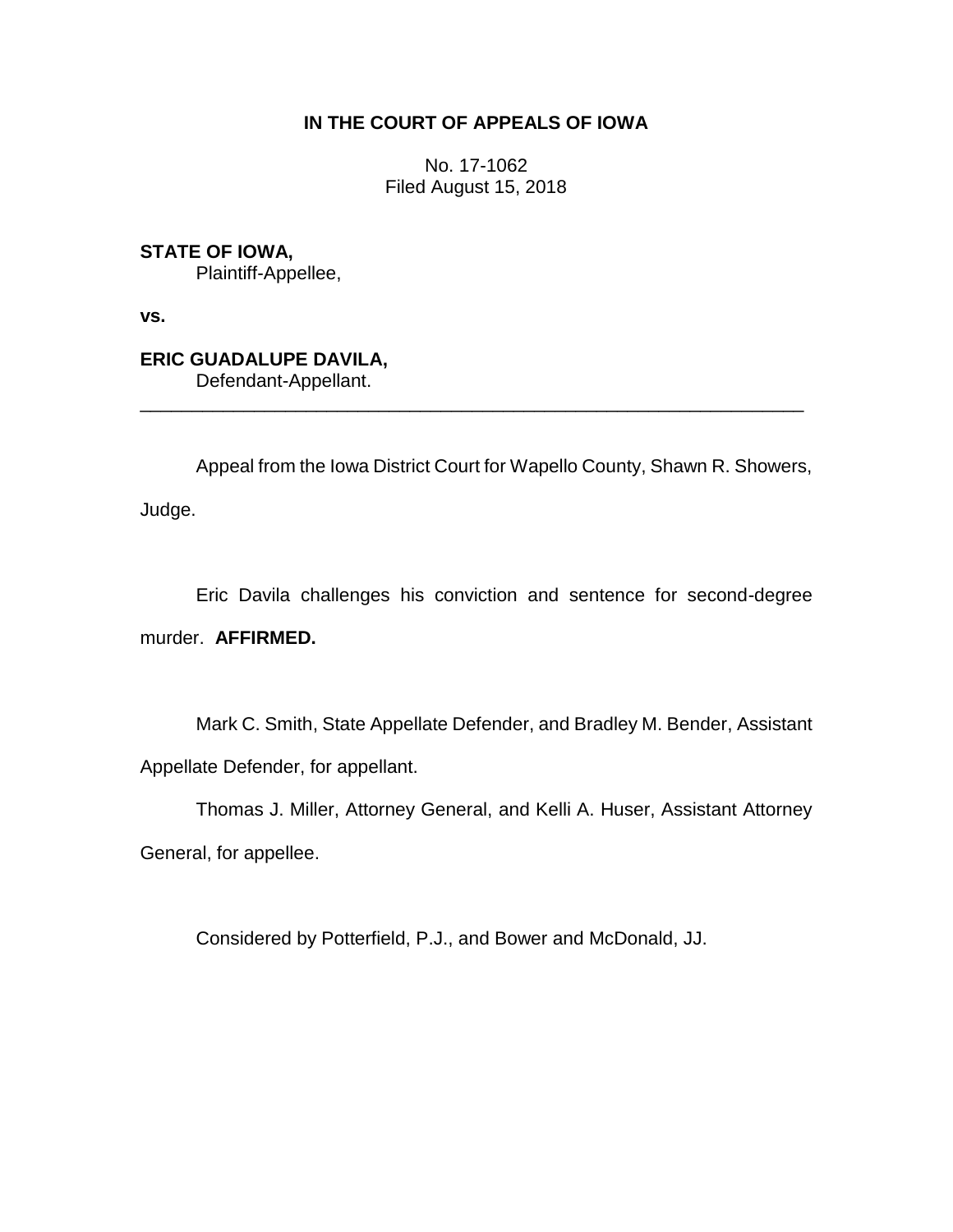**IN THE COURT OF APPEALS OF IOWA**

No. 17-1062
Filed August 15, 2018

**STATE OF IOWA,**
Plaintiff-Appellee,

**vs.**

**ERIC GUADALUPE DAVILA,**
Defendant-Appellant.

---

Appeal from the Iowa District Court for Wapello County, Shawn R. Showers, Judge.

Eric Davila challenges his conviction and sentence for second-degree murder. **AFFIRMED.**

Mark C. Smith, State Appellate Defender, and Bradley M. Bender, Assistant Appellate Defender, for appellant.

Thomas J. Miller, Attorney General, and Kelli A. Huser, Assistant Attorney General, for appellee.

Considered by Potterfield, P.J., and Bower and McDonald, JJ.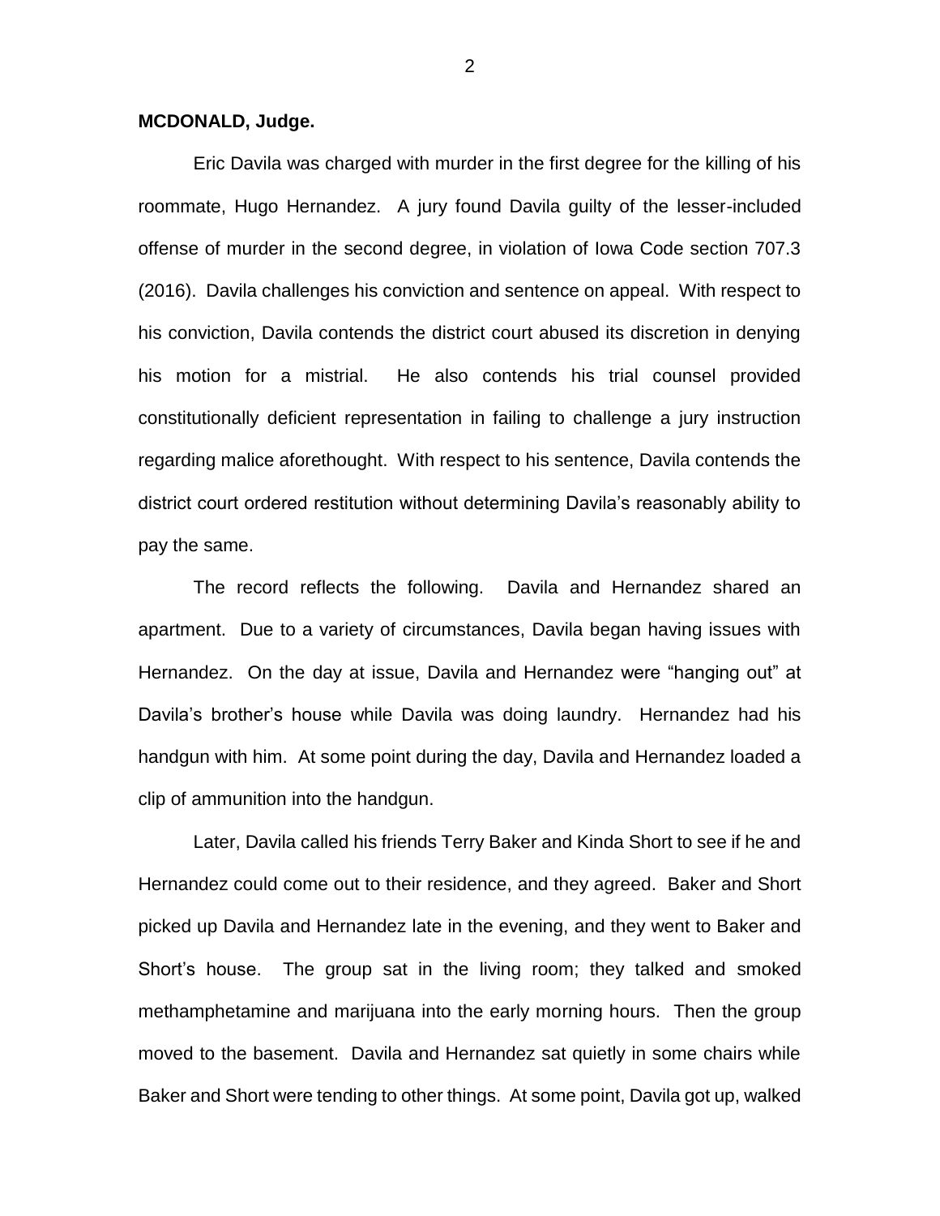**MCDONALD, Judge.**

Eric Davila was charged with murder in the first degree for the killing of his roommate, Hugo Hernandez. A jury found Davila guilty of the lesser-included offense of murder in the second degree, in violation of Iowa Code section 707.3 (2016). Davila challenges his conviction and sentence on appeal. With respect to his conviction, Davila contends the district court abused its discretion in denying his motion for a mistrial. He also contends his trial counsel provided constitutionally deficient representation in failing to challenge a jury instruction regarding malice aforethought. With respect to his sentence, Davila contends the district court ordered restitution without determining Davila's reasonably ability to pay the same.

The record reflects the following. Davila and Hernandez shared an apartment. Due to a variety of circumstances, Davila began having issues with Hernandez. On the day at issue, Davila and Hernandez were "hanging out" at Davila's brother's house while Davila was doing laundry. Hernandez had his handgun with him. At some point during the day, Davila and Hernandez loaded a clip of ammunition into the handgun.

Later, Davila called his friends Terry Baker and Kinda Short to see if he and Hernandez could come out to their residence, and they agreed. Baker and Short picked up Davila and Hernandez late in the evening, and they went to Baker and Short's house. The group sat in the living room; they talked and smoked methamphetamine and marijuana into the early morning hours. Then the group moved to the basement. Davila and Hernandez sat quietly in some chairs while Baker and Short were tending to other things. At some point, Davila got up, walked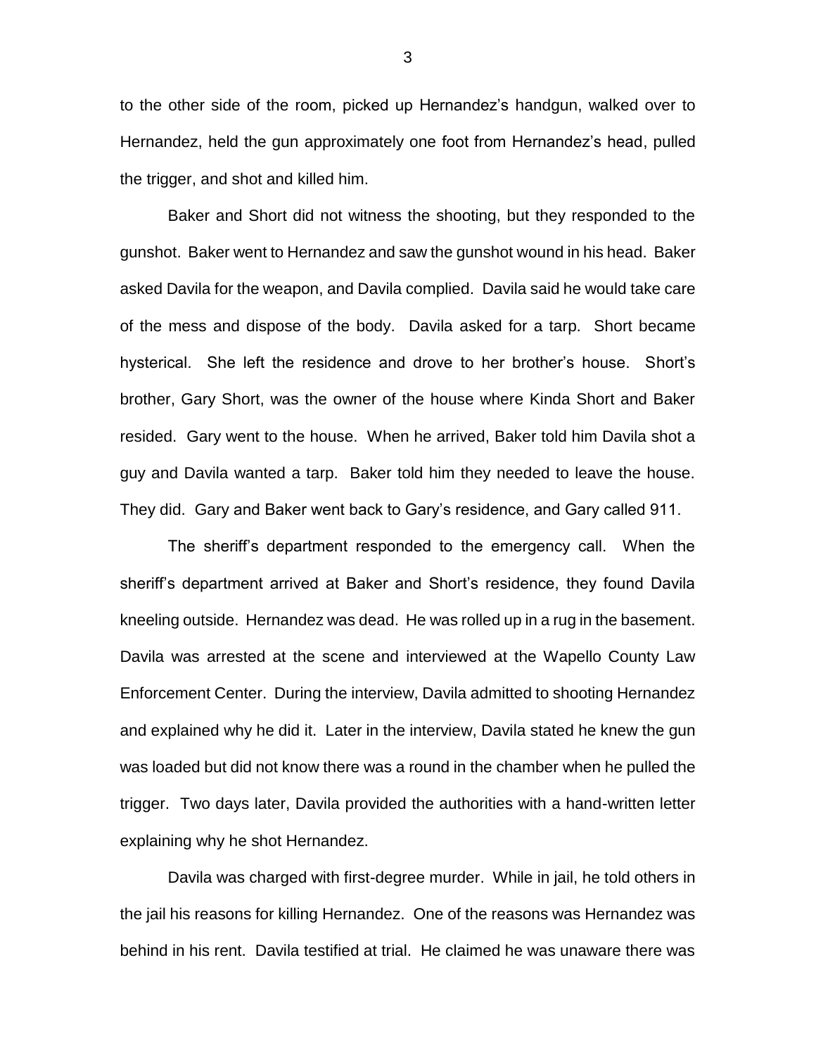to the other side of the room, picked up Hernandez's handgun, walked over to Hernandez, held the gun approximately one foot from Hernandez's head, pulled the trigger, and shot and killed him.

Baker and Short did not witness the shooting, but they responded to the gunshot. Baker went to Hernandez and saw the gunshot wound in his head. Baker asked Davila for the weapon, and Davila complied. Davila said he would take care of the mess and dispose of the body. Davila asked for a tarp. Short became hysterical. She left the residence and drove to her brother's house. Short's brother, Gary Short, was the owner of the house where Kinda Short and Baker resided. Gary went to the house. When he arrived, Baker told him Davila shot a guy and Davila wanted a tarp. Baker told him they needed to leave the house. They did. Gary and Baker went back to Gary's residence, and Gary called 911.

The sheriff's department responded to the emergency call. When the sheriff's department arrived at Baker and Short's residence, they found Davila kneeling outside. Hernandez was dead. He was rolled up in a rug in the basement. Davila was arrested at the scene and interviewed at the Wapello County Law Enforcement Center. During the interview, Davila admitted to shooting Hernandez and explained why he did it. Later in the interview, Davila stated he knew the gun was loaded but did not know there was a round in the chamber when he pulled the trigger. Two days later, Davila provided the authorities with a hand-written letter explaining why he shot Hernandez.

Davila was charged with first-degree murder. While in jail, he told others in the jail his reasons for killing Hernandez. One of the reasons was Hernandez was behind in his rent. Davila testified at trial. He claimed he was unaware there was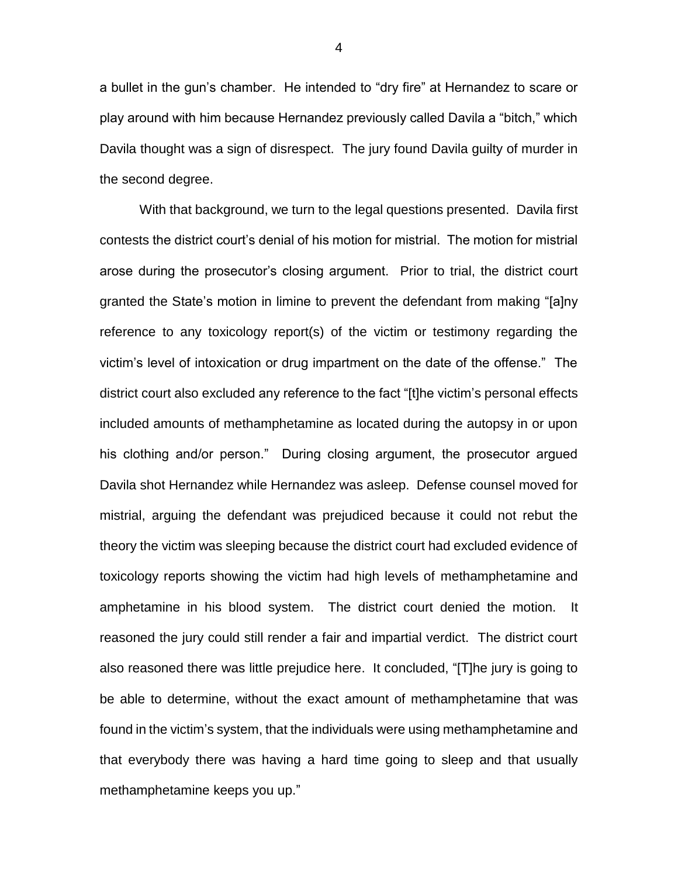a bullet in the gun's chamber. He intended to "dry fire" at Hernandez to scare or play around with him because Hernandez previously called Davila a "bitch," which Davila thought was a sign of disrespect. The jury found Davila guilty of murder in the second degree.

With that background, we turn to the legal questions presented. Davila first contests the district court's denial of his motion for mistrial. The motion for mistrial arose during the prosecutor's closing argument. Prior to trial, the district court granted the State's motion in limine to prevent the defendant from making "[a]ny reference to any toxicology report(s) of the victim or testimony regarding the victim's level of intoxication or drug impartment on the date of the offense." The district court also excluded any reference to the fact "[t]he victim's personal effects included amounts of methamphetamine as located during the autopsy in or upon his clothing and/or person." During closing argument, the prosecutor argued Davila shot Hernandez while Hernandez was asleep. Defense counsel moved for mistrial, arguing the defendant was prejudiced because it could not rebut the theory the victim was sleeping because the district court had excluded evidence of toxicology reports showing the victim had high levels of methamphetamine and amphetamine in his blood system. The district court denied the motion. It reasoned the jury could still render a fair and impartial verdict. The district court also reasoned there was little prejudice here. It concluded, "[T]he jury is going to be able to determine, without the exact amount of methamphetamine that was found in the victim's system, that the individuals were using methamphetamine and that everybody there was having a hard time going to sleep and that usually methamphetamine keeps you up."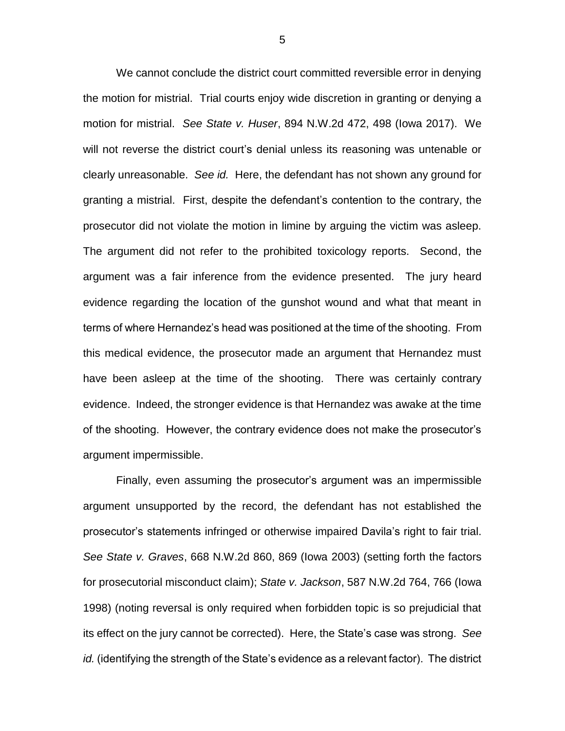We cannot conclude the district court committed reversible error in denying the motion for mistrial. Trial courts enjoy wide discretion in granting or denying a motion for mistrial. *See State v. Huser*, 894 N.W.2d 472, 498 (Iowa 2017). We will not reverse the district court's denial unless its reasoning was untenable or clearly unreasonable. *See id.* Here, the defendant has not shown any ground for granting a mistrial. First, despite the defendant's contention to the contrary, the prosecutor did not violate the motion in limine by arguing the victim was asleep. The argument did not refer to the prohibited toxicology reports. Second, the argument was a fair inference from the evidence presented. The jury heard evidence regarding the location of the gunshot wound and what that meant in terms of where Hernandez's head was positioned at the time of the shooting. From this medical evidence, the prosecutor made an argument that Hernandez must have been asleep at the time of the shooting. There was certainly contrary evidence. Indeed, the stronger evidence is that Hernandez was awake at the time of the shooting. However, the contrary evidence does not make the prosecutor's argument impermissible.

Finally, even assuming the prosecutor's argument was an impermissible argument unsupported by the record, the defendant has not established the prosecutor's statements infringed or otherwise impaired Davila's right to fair trial. *See State v. Graves*, 668 N.W.2d 860, 869 (Iowa 2003) (setting forth the factors for prosecutorial misconduct claim); *State v. Jackson*, 587 N.W.2d 764, 766 (Iowa 1998) (noting reversal is only required when forbidden topic is so prejudicial that its effect on the jury cannot be corrected). Here, the State's case was strong. *See id.* (identifying the strength of the State's evidence as a relevant factor). The district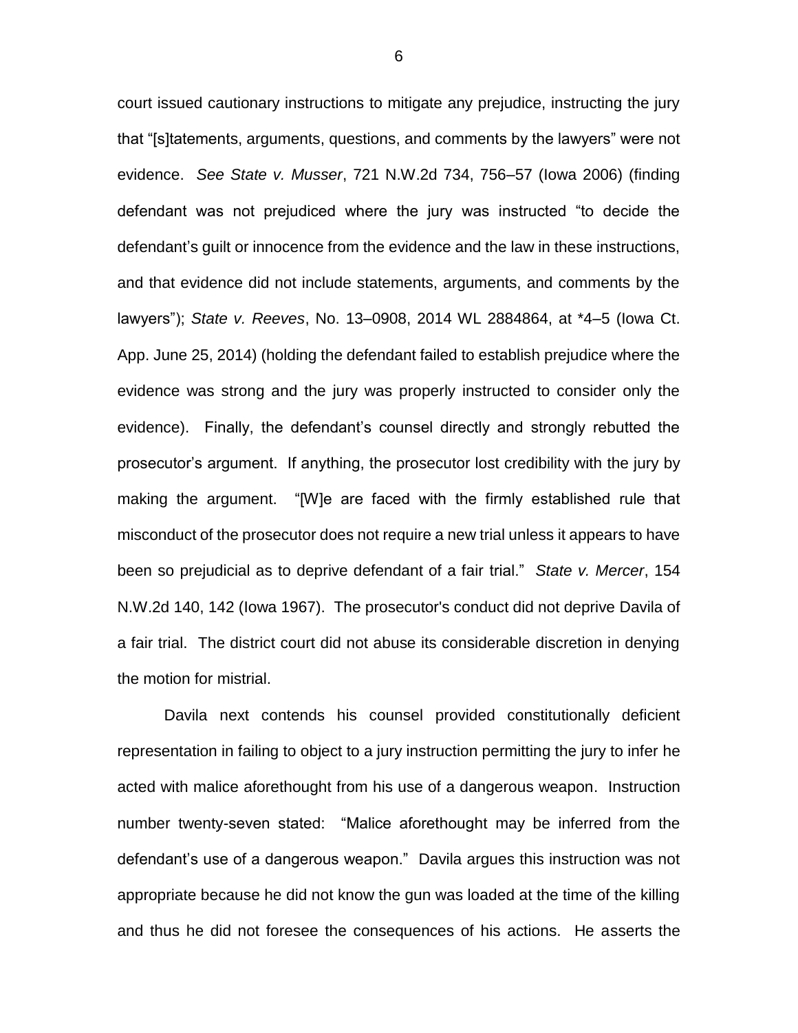court issued cautionary instructions to mitigate any prejudice, instructing the jury that "[s]tatements, arguments, questions, and comments by the lawyers" were not evidence. *See State v. Musser*, 721 N.W.2d 734, 756–57 (Iowa 2006) (finding defendant was not prejudiced where the jury was instructed "to decide the defendant's guilt or innocence from the evidence and the law in these instructions, and that evidence did not include statements, arguments, and comments by the lawyers"); *State v. Reeves*, No. 13–0908, 2014 WL 2884864, at *4–5 (Iowa Ct. App. June 25, 2014) (holding the defendant failed to establish prejudice where the evidence was strong and the jury was properly instructed to consider only the evidence). Finally, the defendant's counsel directly and strongly rebutted the prosecutor's argument. If anything, the prosecutor lost credibility with the jury by making the argument. "[W]e are faced with the firmly established rule that misconduct of the prosecutor does not require a new trial unless it appears to have been so prejudicial as to deprive defendant of a fair trial." *State v. Mercer*, 154 N.W.2d 140, 142 (Iowa 1967). The prosecutor's conduct did not deprive Davila of a fair trial. The district court did not abuse its considerable discretion in denying the motion for mistrial.

Davila next contends his counsel provided constitutionally deficient representation in failing to object to a jury instruction permitting the jury to infer he acted with malice aforethought from his use of a dangerous weapon. Instruction number twenty-seven stated: "Malice aforethought may be inferred from the defendant's use of a dangerous weapon." Davila argues this instruction was not appropriate because he did not know the gun was loaded at the time of the killing and thus he did not foresee the consequences of his actions. He asserts the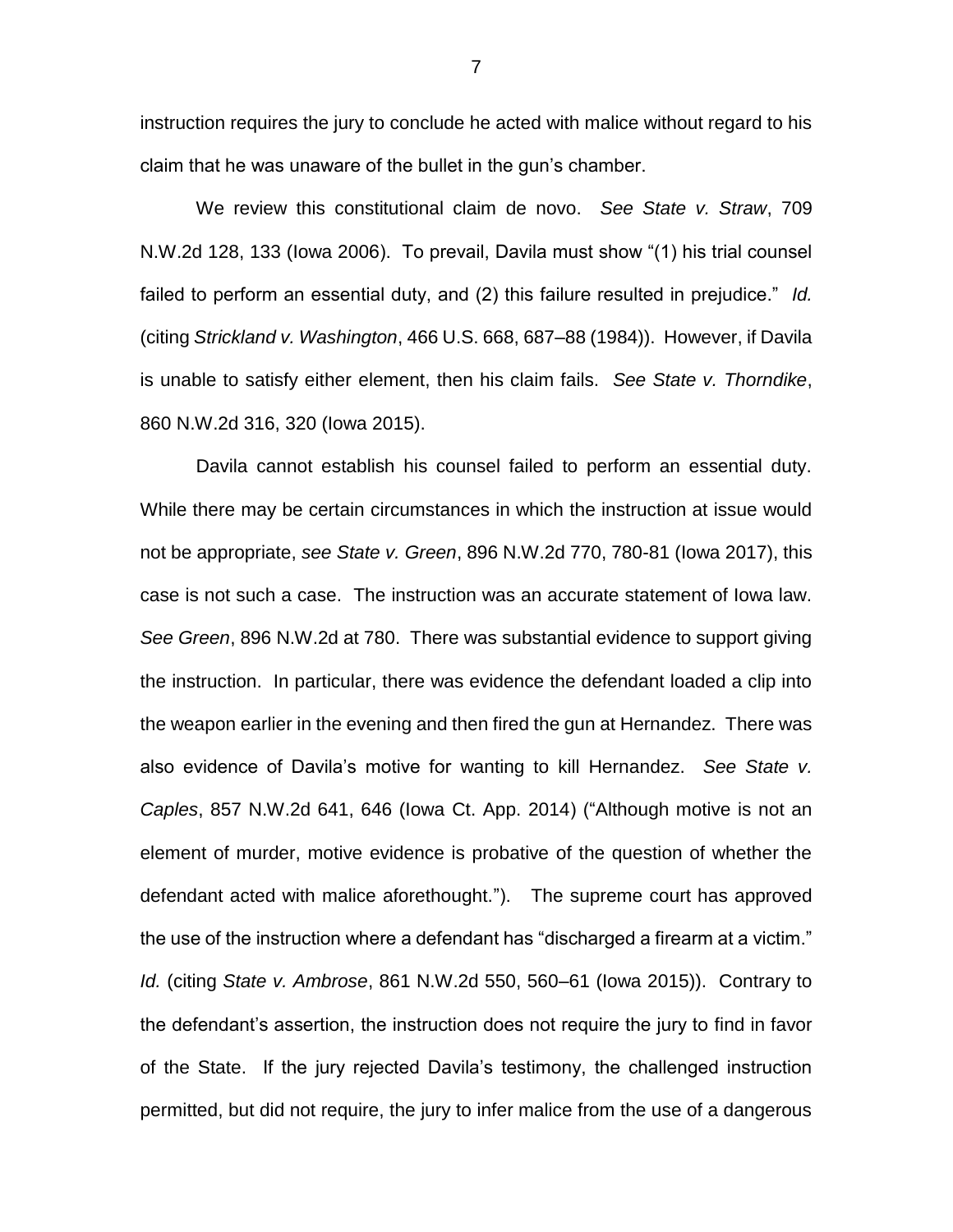instruction requires the jury to conclude he acted with malice without regard to his claim that he was unaware of the bullet in the gun's chamber.

We review this constitutional claim de novo. *See State v. Straw*, 709 N.W.2d 128, 133 (Iowa 2006). To prevail, Davila must show "(1) his trial counsel failed to perform an essential duty, and (2) this failure resulted in prejudice." *Id.* (citing *Strickland v. Washington*, 466 U.S. 668, 687–88 (1984)). However, if Davila is unable to satisfy either element, then his claim fails. *See State v. Thorndike*, 860 N.W.2d 316, 320 (Iowa 2015).

Davila cannot establish his counsel failed to perform an essential duty. While there may be certain circumstances in which the instruction at issue would not be appropriate, *see State v. Green*, 896 N.W.2d 770, 780-81 (Iowa 2017), this case is not such a case. The instruction was an accurate statement of Iowa law. *See Green*, 896 N.W.2d at 780. There was substantial evidence to support giving the instruction. In particular, there was evidence the defendant loaded a clip into the weapon earlier in the evening and then fired the gun at Hernandez. There was also evidence of Davila's motive for wanting to kill Hernandez. *See State v. Caples*, 857 N.W.2d 641, 646 (Iowa Ct. App. 2014) ("Although motive is not an element of murder, motive evidence is probative of the question of whether the defendant acted with malice aforethought."). The supreme court has approved the use of the instruction where a defendant has "discharged a firearm at a victim." *Id.* (citing *State v. Ambrose*, 861 N.W.2d 550, 560–61 (Iowa 2015)). Contrary to the defendant's assertion, the instruction does not require the jury to find in favor of the State. If the jury rejected Davila's testimony, the challenged instruction permitted, but did not require, the jury to infer malice from the use of a dangerous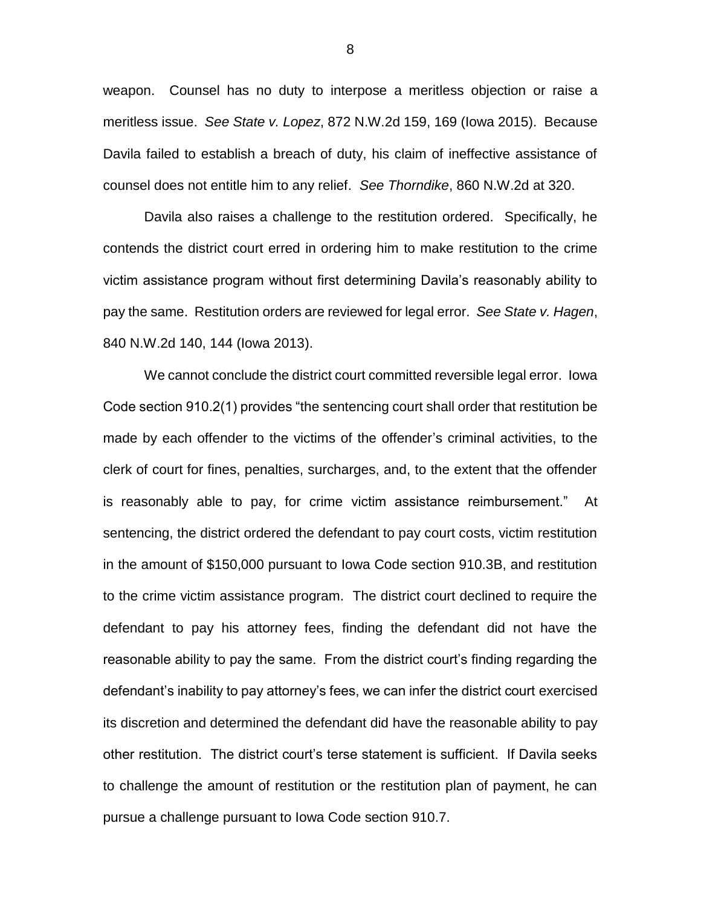weapon. Counsel has no duty to interpose a meritless objection or raise a meritless issue. *See State v. Lopez*, 872 N.W.2d 159, 169 (Iowa 2015). Because Davila failed to establish a breach of duty, his claim of ineffective assistance of counsel does not entitle him to any relief. *See Thorndike*, 860 N.W.2d at 320.

Davila also raises a challenge to the restitution ordered. Specifically, he contends the district court erred in ordering him to make restitution to the crime victim assistance program without first determining Davila's reasonably ability to pay the same. Restitution orders are reviewed for legal error. *See State v. Hagen*, 840 N.W.2d 140, 144 (Iowa 2013).

We cannot conclude the district court committed reversible legal error. Iowa Code section 910.2(1) provides "the sentencing court shall order that restitution be made by each offender to the victims of the offender's criminal activities, to the clerk of court for fines, penalties, surcharges, and, to the extent that the offender is reasonably able to pay, for crime victim assistance reimbursement." At sentencing, the district ordered the defendant to pay court costs, victim restitution in the amount of $150,000 pursuant to Iowa Code section 910.3B, and restitution to the crime victim assistance program. The district court declined to require the defendant to pay his attorney fees, finding the defendant did not have the reasonable ability to pay the same. From the district court's finding regarding the defendant's inability to pay attorney's fees, we can infer the district court exercised its discretion and determined the defendant did have the reasonable ability to pay other restitution. The district court's terse statement is sufficient. If Davila seeks to challenge the amount of restitution or the restitution plan of payment, he can pursue a challenge pursuant to Iowa Code section 910.7.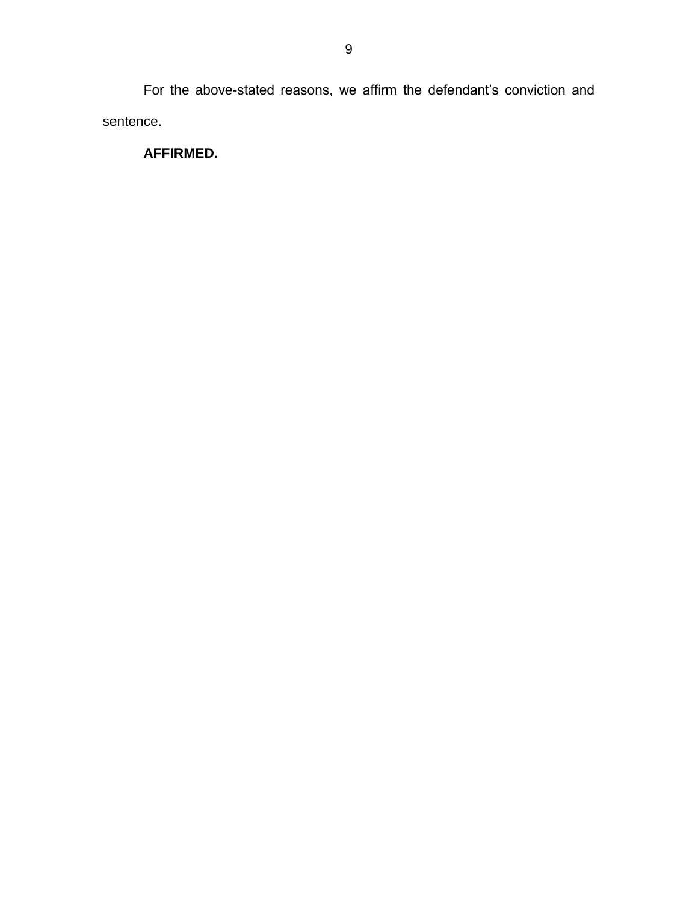For the above-stated reasons, we affirm the defendant's conviction and sentence.

**AFFIRMED.**